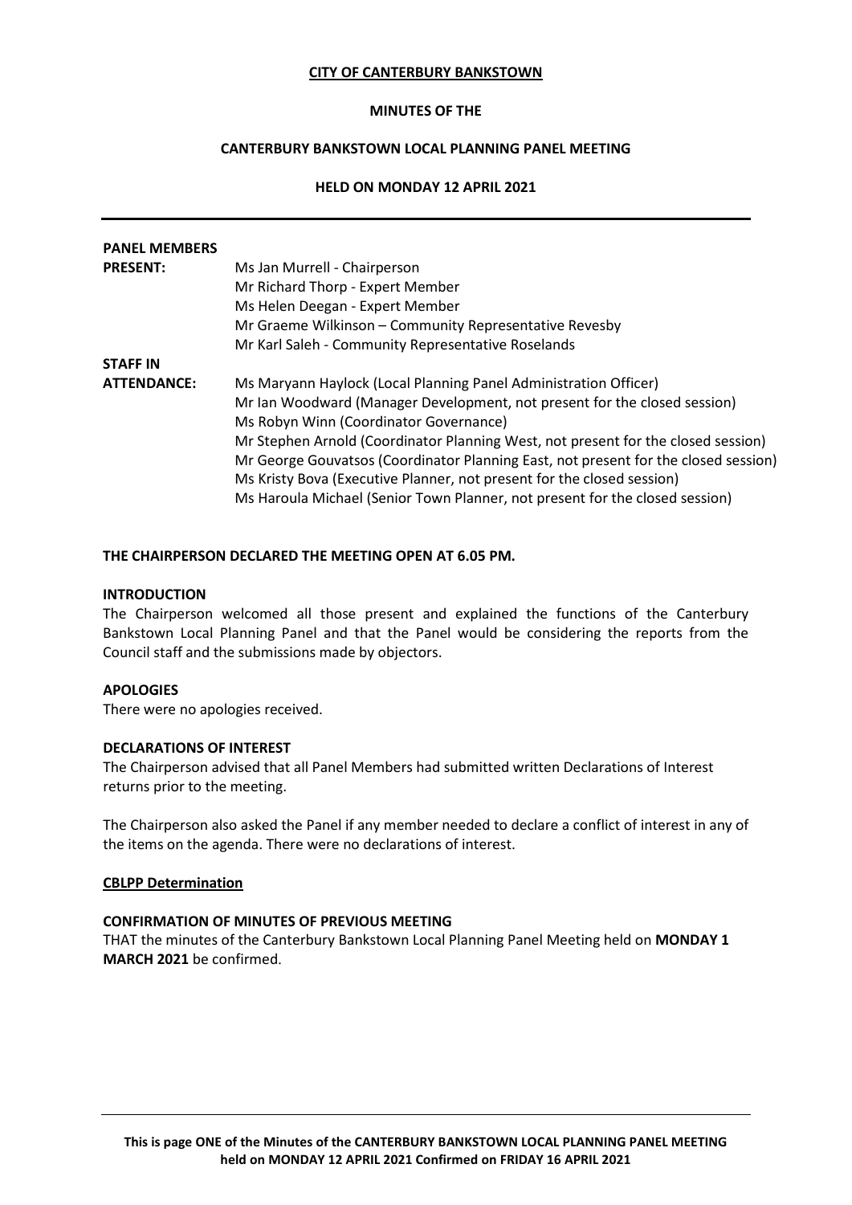**CITY OF CANTERBURY BANKSTOWN**

**MINUTES OF THE**

**CANTERBURY BANKSTOWN LOCAL PLANNING PANEL MEETING**

**HELD ON MONDAY 12 APRIL 2021**

| | |
|---|---|
| **PANEL MEMBERS PRESENT:** | Ms Jan Murrell - Chairperson<br>Mr Richard Thorp - Expert Member<br>Ms Helen Deegan - Expert Member<br>Mr Graeme Wilkinson – Community Representative Revesby<br>Mr Karl Saleh - Community Representative Roselands |
| **STAFF IN ATTENDANCE:** | Ms Maryann Haylock (Local Planning Panel Administration Officer)<br>Mr Ian Woodward (Manager Development, not present for the closed session)<br>Ms Robyn Winn (Coordinator Governance)<br>Mr Stephen Arnold (Coordinator Planning West, not present for the closed session)<br>Mr George Gouvatsos (Coordinator Planning East, not present for the closed session)<br>Ms Kristy Bova (Executive Planner, not present for the closed session)<br>Ms Haroula Michael (Senior Town Planner, not present for the closed session) |

**THE CHAIRPERSON DECLARED THE MEETING OPEN AT 6.05 PM.**

**INTRODUCTION**

The Chairperson welcomed all those present and explained the functions of the Canterbury Bankstown Local Planning Panel and that the Panel would be considering the reports from the Council staff and the submissions made by objectors.

**APOLOGIES**

There were no apologies received.

**DECLARATIONS OF INTEREST**

The Chairperson advised that all Panel Members had submitted written Declarations of Interest returns prior to the meeting.

The Chairperson also asked the Panel if any member needed to declare a conflict of interest in any of the items on the agenda. There were no declarations of interest.

**CBLPP Determination**

**CONFIRMATION OF MINUTES OF PREVIOUS MEETING**

THAT the minutes of the Canterbury Bankstown Local Planning Panel Meeting held on **MONDAY 1 MARCH 2021** be confirmed.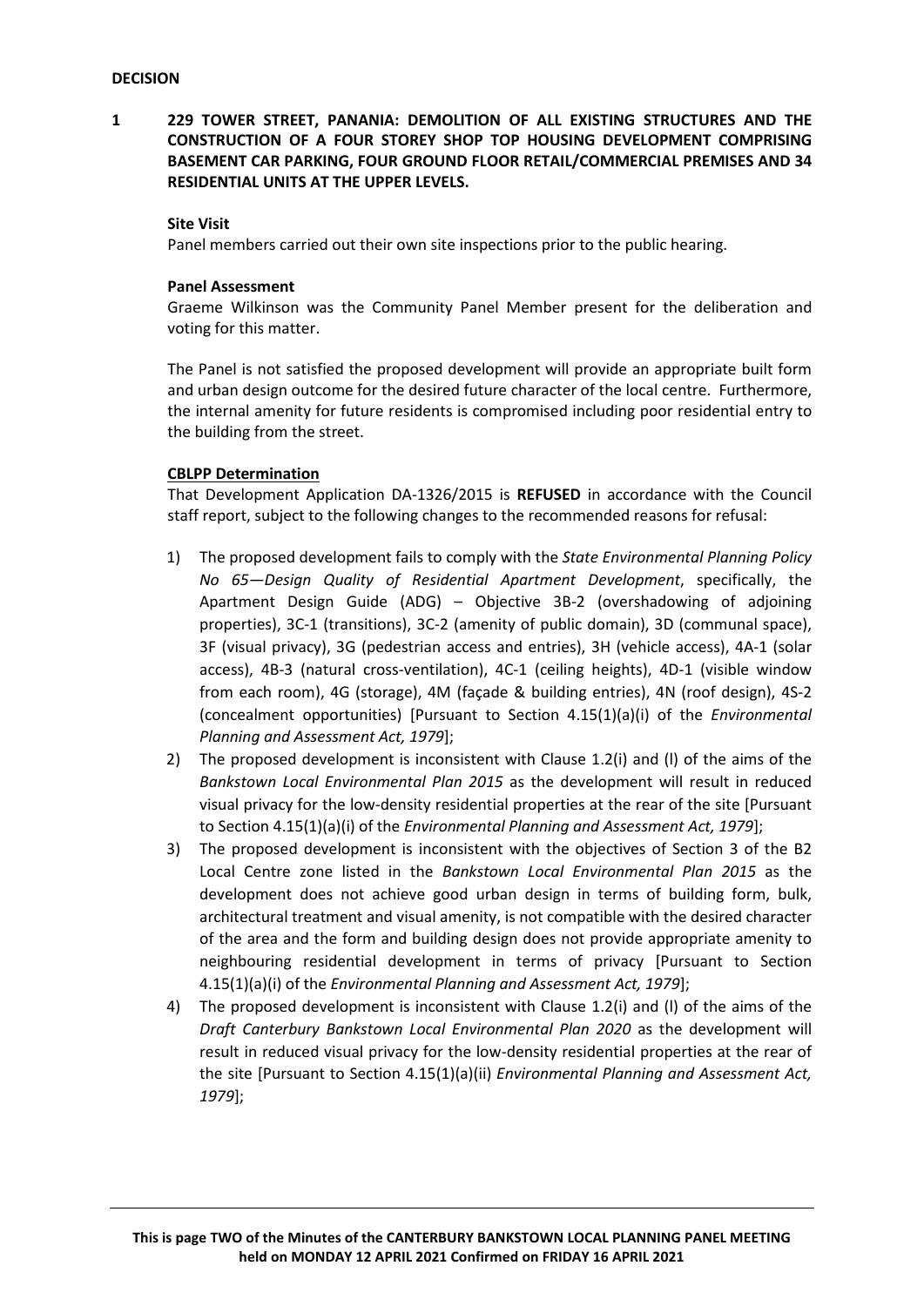**DECISION**

**1 229 TOWER STREET, PANANIA: DEMOLITION OF ALL EXISTING STRUCTURES AND THE CONSTRUCTION OF A FOUR STOREY SHOP TOP HOUSING DEVELOPMENT COMPRISING BASEMENT CAR PARKING, FOUR GROUND FLOOR RETAIL/COMMERCIAL PREMISES AND 34 RESIDENTIAL UNITS AT THE UPPER LEVELS.**

**Site Visit**

Panel members carried out their own site inspections prior to the public hearing.

**Panel Assessment**

Graeme Wilkinson was the Community Panel Member present for the deliberation and voting for this matter.

The Panel is not satisfied the proposed development will provide an appropriate built form and urban design outcome for the desired future character of the local centre. Furthermore, the internal amenity for future residents is compromised including poor residential entry to the building from the street.

**CBLPP Determination**

That Development Application DA-1326/2015 is **REFUSED** in accordance with the Council staff report, subject to the following changes to the recommended reasons for refusal:

1) The proposed development fails to comply with the *State Environmental Planning Policy No 65—Design Quality of Residential Apartment Development*, specifically, the Apartment Design Guide (ADG) – Objective 3B-2 (overshadowing of adjoining properties), 3C-1 (transitions), 3C-2 (amenity of public domain), 3D (communal space), 3F (visual privacy), 3G (pedestrian access and entries), 3H (vehicle access), 4A-1 (solar access), 4B-3 (natural cross-ventilation), 4C-1 (ceiling heights), 4D-1 (visible window from each room), 4G (storage), 4M (façade & building entries), 4N (roof design), 4S-2 (concealment opportunities) [Pursuant to Section 4.15(1)(a)(i) of the *Environmental Planning and Assessment Act, 1979*];
2) The proposed development is inconsistent with Clause 1.2(i) and (l) of the aims of the *Bankstown Local Environmental Plan 2015* as the development will result in reduced visual privacy for the low-density residential properties at the rear of the site [Pursuant to Section 4.15(1)(a)(i) of the *Environmental Planning and Assessment Act, 1979*];
3) The proposed development is inconsistent with the objectives of Section 3 of the B2 Local Centre zone listed in the *Bankstown Local Environmental Plan 2015* as the development does not achieve good urban design in terms of building form, bulk, architectural treatment and visual amenity, is not compatible with the desired character of the area and the form and building design does not provide appropriate amenity to neighbouring residential development in terms of privacy [Pursuant to Section 4.15(1)(a)(i) of the *Environmental Planning and Assessment Act, 1979*];
4) The proposed development is inconsistent with Clause 1.2(i) and (l) of the aims of the *Draft Canterbury Bankstown Local Environmental Plan 2020* as the development will result in reduced visual privacy for the low-density residential properties at the rear of the site [Pursuant to Section 4.15(1)(a)(ii) *Environmental Planning and Assessment Act, 1979*];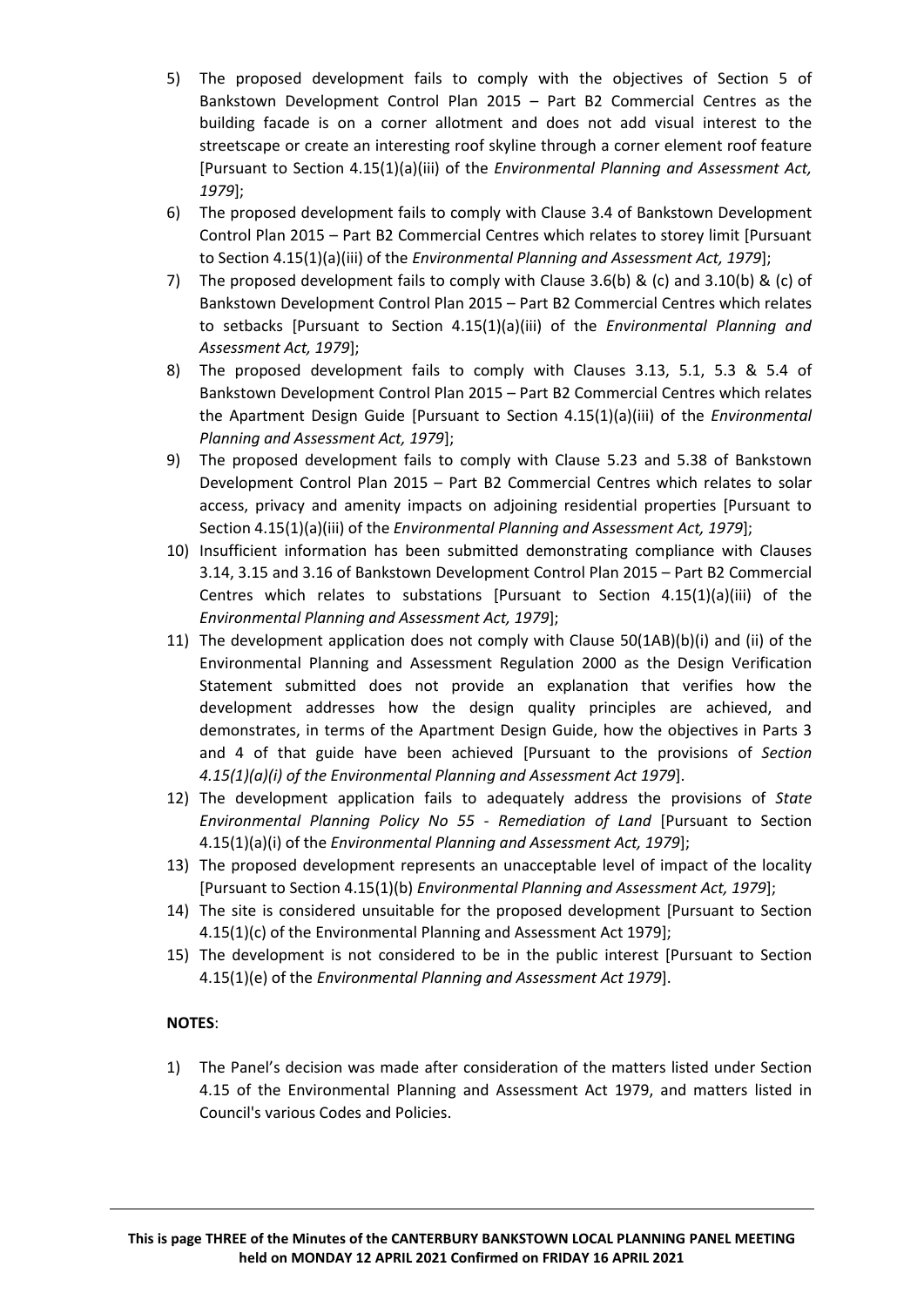5) The proposed development fails to comply with the objectives of Section 5 of Bankstown Development Control Plan 2015 – Part B2 Commercial Centres as the building facade is on a corner allotment and does not add visual interest to the streetscape or create an interesting roof skyline through a corner element roof feature [Pursuant to Section 4.15(1)(a)(iii) of the *Environmental Planning and Assessment Act, 1979*];
6) The proposed development fails to comply with Clause 3.4 of Bankstown Development Control Plan 2015 – Part B2 Commercial Centres which relates to storey limit [Pursuant to Section 4.15(1)(a)(iii) of the *Environmental Planning and Assessment Act, 1979*];
7) The proposed development fails to comply with Clause 3.6(b) & (c) and 3.10(b) & (c) of Bankstown Development Control Plan 2015 – Part B2 Commercial Centres which relates to setbacks [Pursuant to Section 4.15(1)(a)(iii) of the *Environmental Planning and Assessment Act, 1979*];
8) The proposed development fails to comply with Clauses 3.13, 5.1, 5.3 & 5.4 of Bankstown Development Control Plan 2015 – Part B2 Commercial Centres which relates the Apartment Design Guide [Pursuant to Section 4.15(1)(a)(iii) of the *Environmental Planning and Assessment Act, 1979*];
9) The proposed development fails to comply with Clause 5.23 and 5.38 of Bankstown Development Control Plan 2015 – Part B2 Commercial Centres which relates to solar access, privacy and amenity impacts on adjoining residential properties [Pursuant to Section 4.15(1)(a)(iii) of the *Environmental Planning and Assessment Act, 1979*];
10) Insufficient information has been submitted demonstrating compliance with Clauses 3.14, 3.15 and 3.16 of Bankstown Development Control Plan 2015 – Part B2 Commercial Centres which relates to substations [Pursuant to Section 4.15(1)(a)(iii) of the *Environmental Planning and Assessment Act, 1979*];
11) The development application does not comply with Clause 50(1AB)(b)(i) and (ii) of the Environmental Planning and Assessment Regulation 2000 as the Design Verification Statement submitted does not provide an explanation that verifies how the development addresses how the design quality principles are achieved, and demonstrates, in terms of the Apartment Design Guide, how the objectives in Parts 3 and 4 of that guide have been achieved [Pursuant to the provisions of *Section 4.15(1)(a)(i) of the Environmental Planning and Assessment Act 1979*].
12) The development application fails to adequately address the provisions of *State Environmental Planning Policy No 55 - Remediation of Land* [Pursuant to Section 4.15(1)(a)(i) of the *Environmental Planning and Assessment Act, 1979*];
13) The proposed development represents an unacceptable level of impact of the locality [Pursuant to Section 4.15(1)(b) *Environmental Planning and Assessment Act, 1979*];
14) The site is considered unsuitable for the proposed development [Pursuant to Section 4.15(1)(c) of the Environmental Planning and Assessment Act 1979];
15) The development is not considered to be in the public interest [Pursuant to Section 4.15(1)(e) of the *Environmental Planning and Assessment Act 1979*].

**NOTES**:

1) The Panel's decision was made after consideration of the matters listed under Section 4.15 of the Environmental Planning and Assessment Act 1979, and matters listed in Council's various Codes and Policies.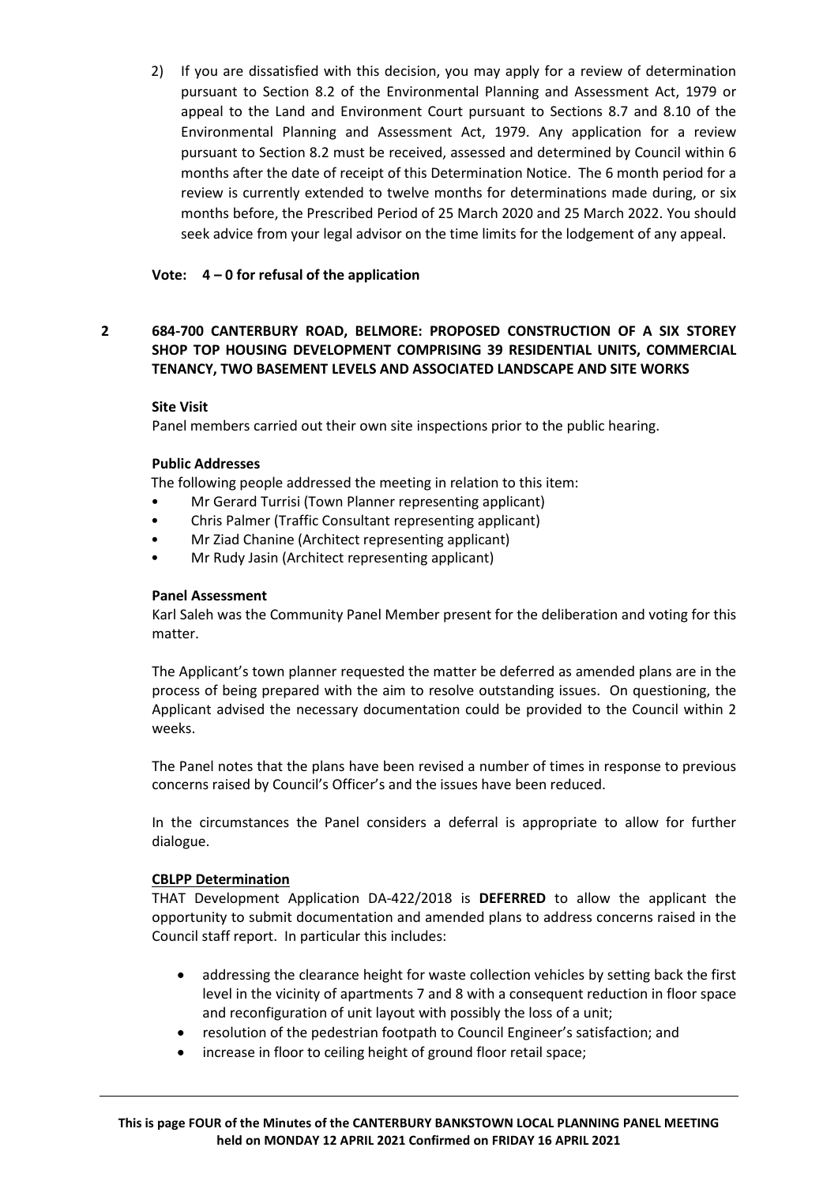2) If you are dissatisfied with this decision, you may apply for a review of determination pursuant to Section 8.2 of the Environmental Planning and Assessment Act, 1979 or appeal to the Land and Environment Court pursuant to Sections 8.7 and 8.10 of the Environmental Planning and Assessment Act, 1979. Any application for a review pursuant to Section 8.2 must be received, assessed and determined by Council within 6 months after the date of receipt of this Determination Notice. The 6 month period for a review is currently extended to twelve months for determinations made during, or six months before, the Prescribed Period of 25 March 2020 and 25 March 2022. You should seek advice from your legal advisor on the time limits for the lodgement of any appeal.

**Vote: 4 – 0 for refusal of the application**

## 2 684-700 CANTERBURY ROAD, BELMORE: PROPOSED CONSTRUCTION OF A SIX STOREY SHOP TOP HOUSING DEVELOPMENT COMPRISING 39 RESIDENTIAL UNITS, COMMERCIAL TENANCY, TWO BASEMENT LEVELS AND ASSOCIATED LANDSCAPE AND SITE WORKS

**Site Visit**

Panel members carried out their own site inspections prior to the public hearing.

**Public Addresses**

The following people addressed the meeting in relation to this item:

- Mr Gerard Turrisi (Town Planner representing applicant)
- Chris Palmer (Traffic Consultant representing applicant)
- Mr Ziad Chanine (Architect representing applicant)
- Mr Rudy Jasin (Architect representing applicant)

**Panel Assessment**

Karl Saleh was the Community Panel Member present for the deliberation and voting for this matter.

The Applicant's town planner requested the matter be deferred as amended plans are in the process of being prepared with the aim to resolve outstanding issues. On questioning, the Applicant advised the necessary documentation could be provided to the Council within 2 weeks.

The Panel notes that the plans have been revised a number of times in response to previous concerns raised by Council's Officer's and the issues have been reduced.

In the circumstances the Panel considers a deferral is appropriate to allow for further dialogue.

**CBLPP Determination**

THAT Development Application DA-422/2018 is **DEFERRED** to allow the applicant the opportunity to submit documentation and amended plans to address concerns raised in the Council staff report. In particular this includes:

- addressing the clearance height for waste collection vehicles by setting back the first level in the vicinity of apartments 7 and 8 with a consequent reduction in floor space and reconfiguration of unit layout with possibly the loss of a unit;
- resolution of the pedestrian footpath to Council Engineer's satisfaction; and
- increase in floor to ceiling height of ground floor retail space;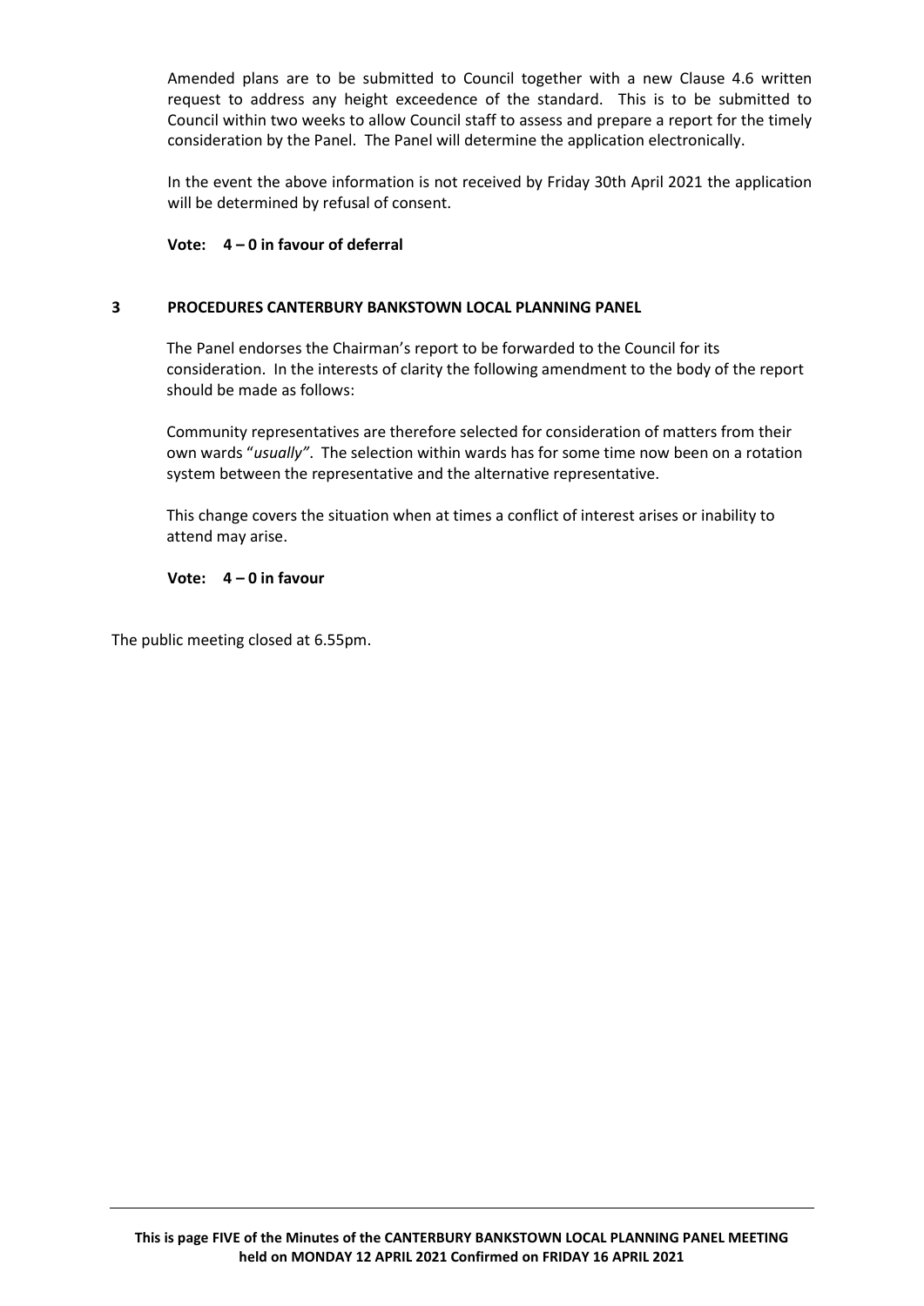Amended plans are to be submitted to Council together with a new Clause 4.6 written request to address any height exceedence of the standard. This is to be submitted to Council within two weeks to allow Council staff to assess and prepare a report for the timely consideration by the Panel. The Panel will determine the application electronically.

In the event the above information is not received by Friday 30th April 2021 the application will be determined by refusal of consent.

**Vote: 4 – 0 in favour of deferral**

## 3 PROCEDURES CANTERBURY BANKSTOWN LOCAL PLANNING PANEL

The Panel endorses the Chairman's report to be forwarded to the Council for its consideration. In the interests of clarity the following amendment to the body of the report should be made as follows:

Community representatives are therefore selected for consideration of matters from their own wards "*usually"*. The selection within wards has for some time now been on a rotation system between the representative and the alternative representative.

This change covers the situation when at times a conflict of interest arises or inability to attend may arise.

**Vote: 4 – 0 in favour**

The public meeting closed at 6.55pm.